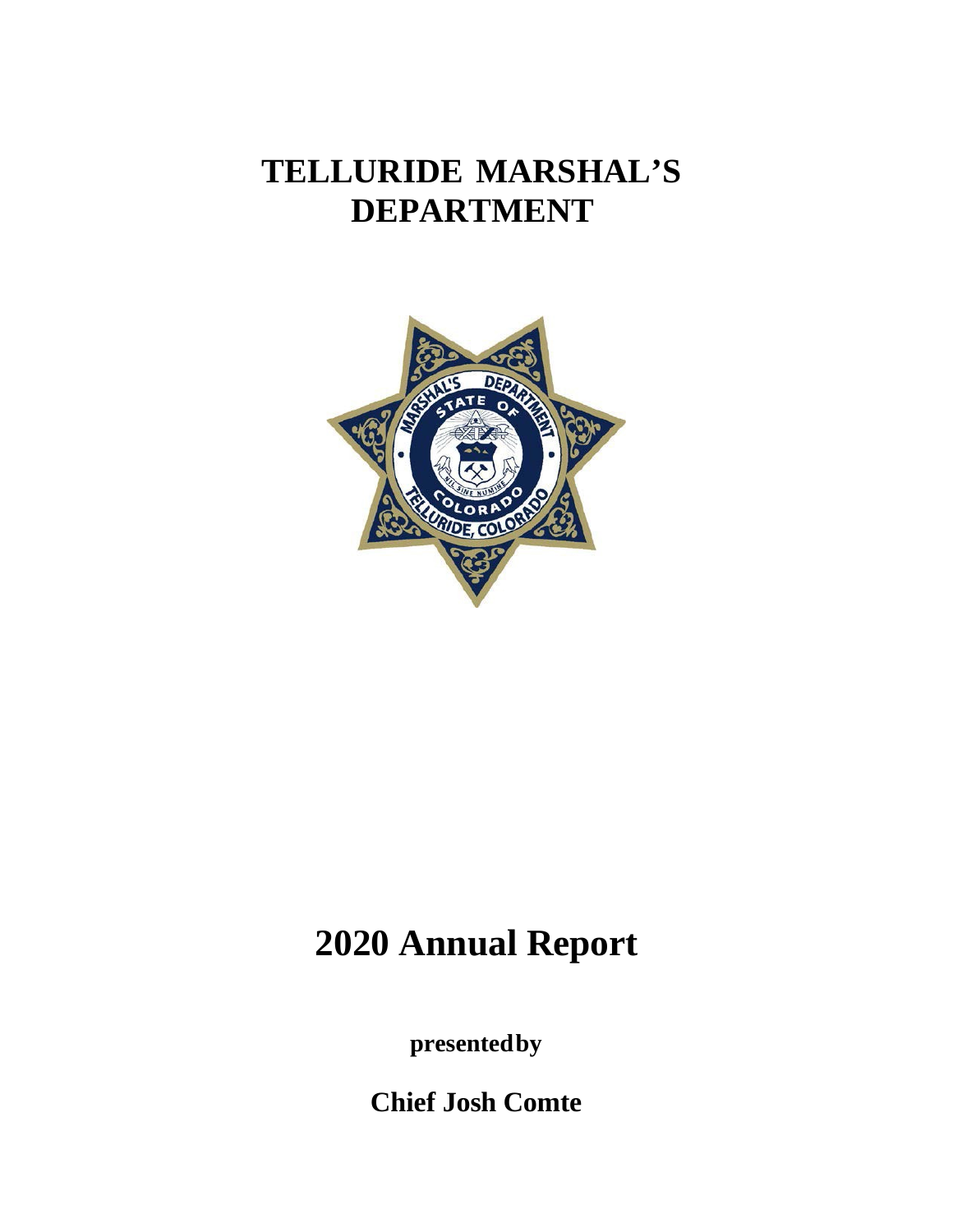# TELLURIDE MARSHAL'S DEPARTMENT

# 2020 Annual Report

**presented by**

**Chief Josh Comte**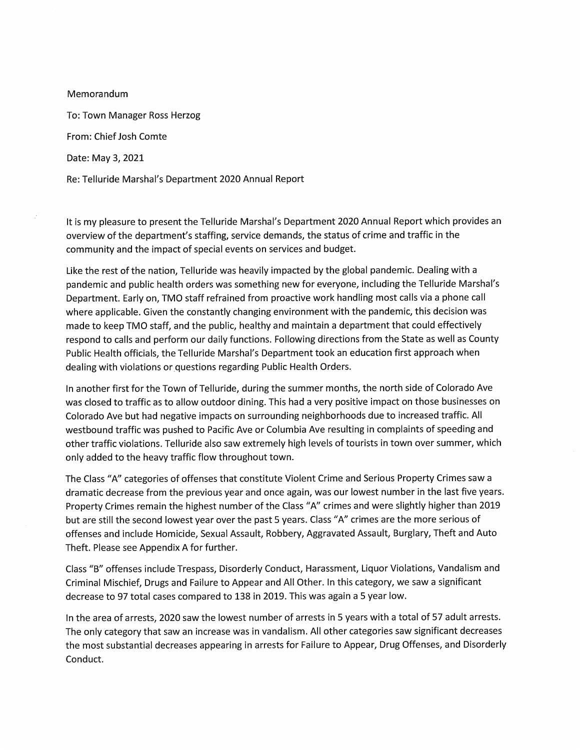Memorandum

To: Town Manager Ross Herzog

From: Chief Josh Comte

Date: May 3, 2021

Re: Telluride Marshal's Department 2020 Annual Report

It is my pleasure to present the Telluride Marshal's Department 2020 Annual Report which provides an overview of the department's staffing, service demands, the status of crime and traffic in the community and the impact of special events on services and budget.

Like the rest of the nation, Telluride was heavily impacted by the global pandemic. Dealing with a pandemic and public health orders was something new for everyone, including the Telluride Marshal's Department. Early on, TMO staff refrained from proactive work handling most calls via a phone call where applicable. Given the constantly changing environment with the pandemic, this decision was made to keep TMO staff, and the public, healthy and maintain a department that could effectively respond to calls and perform our daily functions. Following directions from the State as well as County Public Health officials, the Telluride Marshal's Department took an education first approach when dealing with violations or questions regarding Public Health Orders.

In another first for the Town of Telluride, during the summer months, the north side of Colorado Ave was closed to traffic as to allow outdoor dining. This had a very positive impact on those businesses on Colorado Ave but had negative impacts on surrounding neighborhoods due to increased traffic. All westbound traffic was pushed to Pacific Ave or Columbia Ave resulting in complaints of speeding and other traffic violations. Telluride also saw extremely high levels of tourists in town over summer, which only added to the heavy traffic flow throughout town.

The Class "A" categories of offenses that constitute Violent Crime and Serious Property Crimes saw a dramatic decrease from the previous year and once again, was our lowest number in the last five years. Property Crimes remain the highest number of the Class "A" crimes and were slightly higher than 2019 but are still the second lowest year over the past 5 years. Class "A" crimes are the more serious of offenses and include Homicide, Sexual Assault, Robbery, Aggravated Assault, Burglary, Theft and Auto Theft. Please see Appendix A for further.

Class "B" offenses include Trespass, Disorderly Conduct, Harassment, Liquor Violations, Vandalism and Criminal Mischief, Drugs and Failure to Appear and All Other. In this category, we saw a significant decrease to 97 total cases compared to 138 in 2019. This was again a 5 year low.

In the area of arrests, 2020 saw the lowest number of arrests in 5 years with a total of 57 adult arrests. The only category that saw an increase was in vandalism. All other categories saw significant decreases the most substantial decreases appearing in arrests for Failure to Appear, Drug Offenses, and Disorderly Conduct.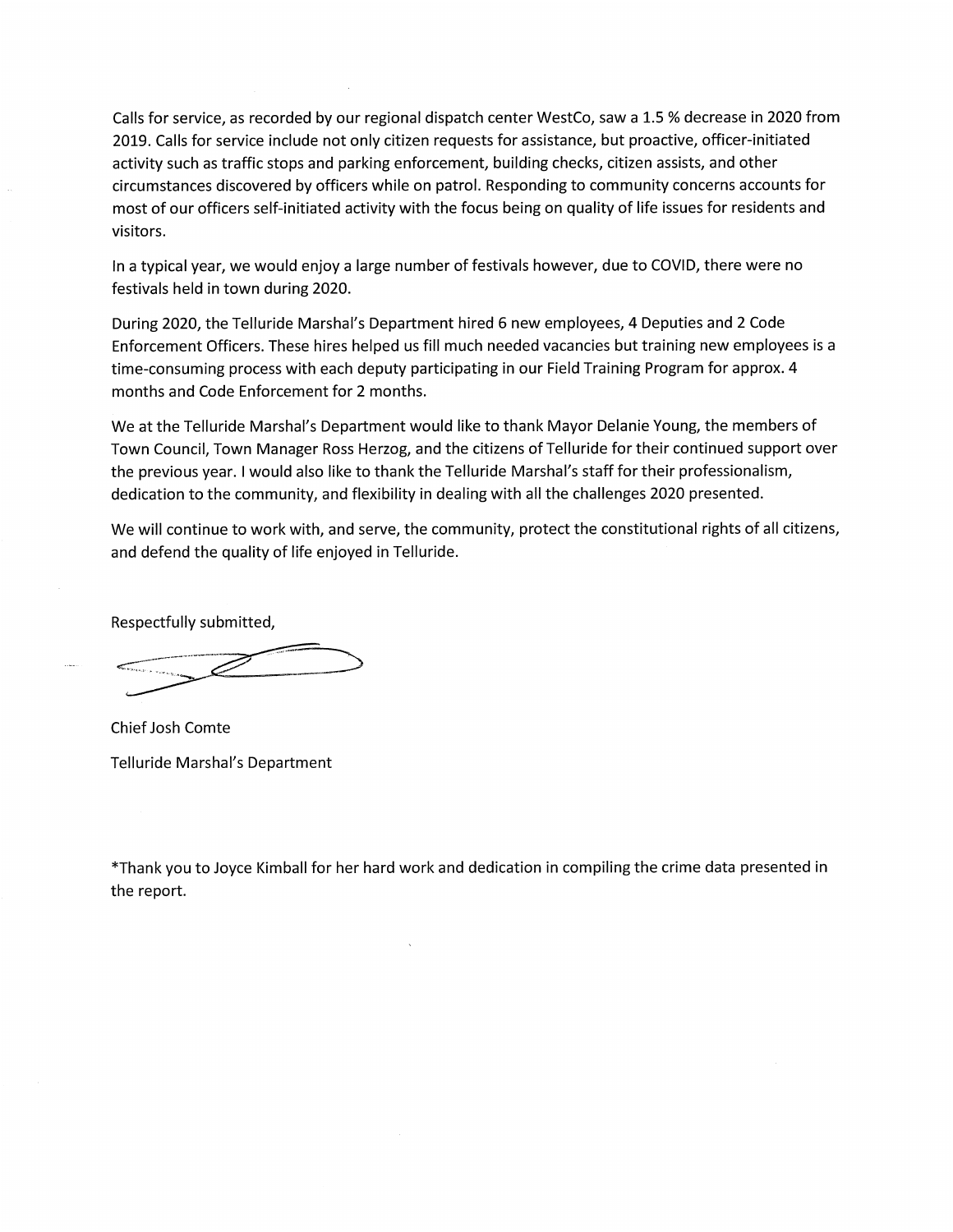Calls for service, as recorded by our regional dispatch center WestCo, saw a 1.5 % decrease in 2020 from 2019. Calls for service include not only citizen requests for assistance, but proactive, officer-initiated activity such as traffic stops and parking enforcement, building checks, citizen assists, and other circumstances discovered by officers while on patrol. Responding to community concerns accounts for most of our officers self-initiated activity with the focus being on quality of life issues for residents and visitors.

In a typical year, we would enjoy a large number of festivals however, due to COVID, there were no festivals held in town during 2020.

During 2020, the Telluride Marshal's Department hired 6 new employees, 4 Deputies and 2 Code Enforcement Officers. These hires helped us fill much needed vacancies but training new employees is a time-consuming process with each deputy participating in our Field Training Program for approx. 4 months and Code Enforcement for 2 months.

We at the Telluride Marshal's Department would like to thank Mayor Delanie Young, the members of Town Council, Town Manager Ross Herzog, and the citizens of Telluride for their continued support over the previous year. I would also like to thank the Telluride Marshal's staff for their professionalism, dedication to the community, and flexibility in dealing with all the challenges 2020 presented.

We will continue to work with, and serve, the community, protect the constitutional rights of all citizens, and defend the quality of life enjoyed in Telluride.

Respectfully submitted,

Chief Josh Comte

Telluride Marshal's Department

*Thank you to Joyce Kimball for her hard work and dedication in compiling the crime data presented in the report.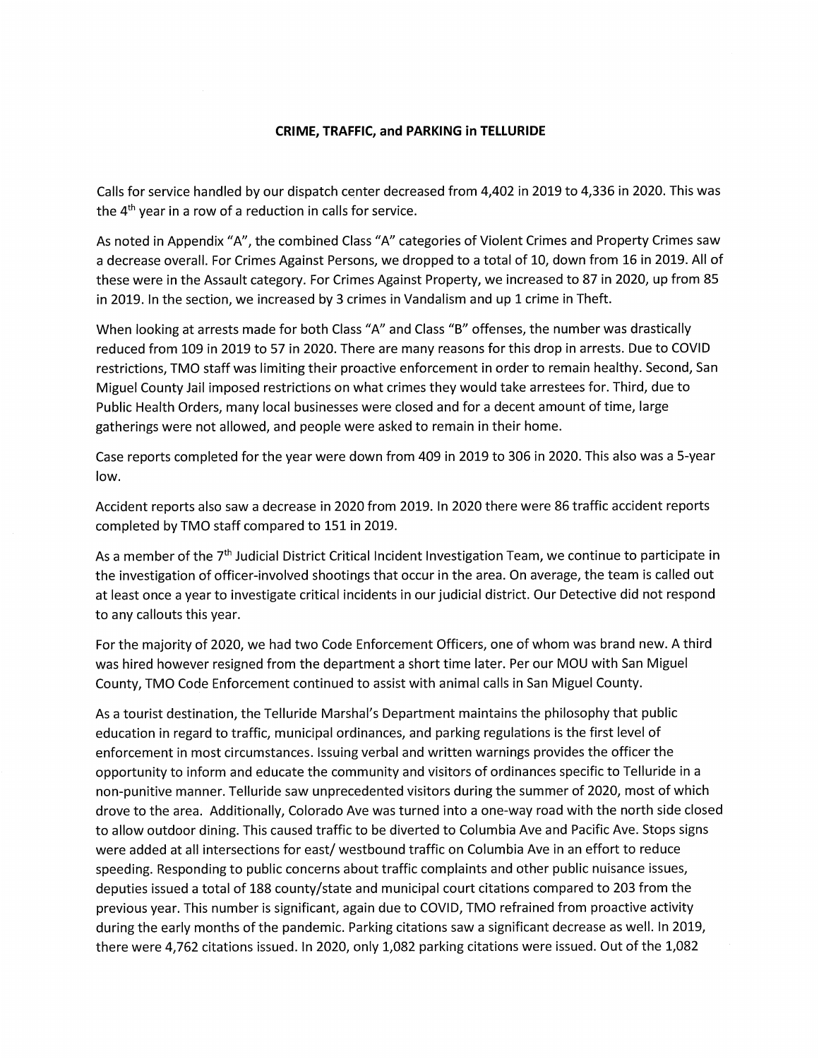## CRIME, TRAFFIC, and PARKING in TELLURIDE

Calls for service handled by our dispatch center decreased from 4,402 in 2019 to 4,336 in 2020. This was the 4[th] year in a row of a reduction in calls for service.

As noted in Appendix "A", the combined Class "A" categories of Violent Crimes and Property Crimes saw a decrease overall. For Crimes Against Persons, we dropped to a total of 10, down from 16 in 2019. All of these were in the Assault category. For Crimes Against Property, we increased to 87 in 2020, up from 85 in 2019. In the section, we increased by 3 crimes in Vandalism and up 1 crime in Theft.

When looking at arrests made for both Class "A" and Class "B" offenses, the number was drastically reduced from 109 in 2019 to 57 in 2020. There are many reasons for this drop in arrests. Due to COVID restrictions, TMO staff was limiting their proactive enforcement in order to remain healthy. Second, San Miguel County Jail imposed restrictions on what crimes they would take arrestees for. Third, due to Public Health Orders, many local businesses were closed and for a decent amount of time, large gatherings were not allowed, and people were asked to remain in their home.

Case reports completed for the year were down from 409 in 2019 to 306 in 2020. This also was a 5-year low.

Accident reports also saw a decrease in 2020 from 2019. In 2020 there were 86 traffic accident reports completed by TMO staff compared to 151 in 2019.

As a member of the 7[th] Judicial District Critical Incident Investigation Team, we continue to participate in the investigation of officer-involved shootings that occur in the area. On average, the team is called out at least once a year to investigate critical incidents in our judicial district. Our Detective did not respond to any callouts this year.

For the majority of 2020, we had two Code Enforcement Officers, one of whom was brand new. A third was hired however resigned from the department a short time later. Per our MOU with San Miguel County, TMO Code Enforcement continued to assist with animal calls in San Miguel County.

As a tourist destination, the Telluride Marshal's Department maintains the philosophy that public education in regard to traffic, municipal ordinances, and parking regulations is the first level of enforcement in most circumstances. Issuing verbal and written warnings provides the officer the opportunity to inform and educate the community and visitors of ordinances specific to Telluride in a non-punitive manner. Telluride saw unprecedented visitors during the summer of 2020, most of which drove to the area. Additionally, Colorado Ave was turned into a one-way road with the north side closed to allow outdoor dining. This caused traffic to be diverted to Columbia Ave and Pacific Ave. Stops signs were added at all intersections for east/ westbound traffic on Columbia Ave in an effort to reduce speeding. Responding to public concerns about traffic complaints and other public nuisance issues, deputies issued a total of 188 county/state and municipal court citations compared to 203 from the previous year. This number is significant, again due to COVID, TMO refrained from proactive activity during the early months of the pandemic. Parking citations saw a significant decrease as well. In 2019, there were 4,762 citations issued. In 2020, only 1,082 parking citations were issued. Out of the 1,082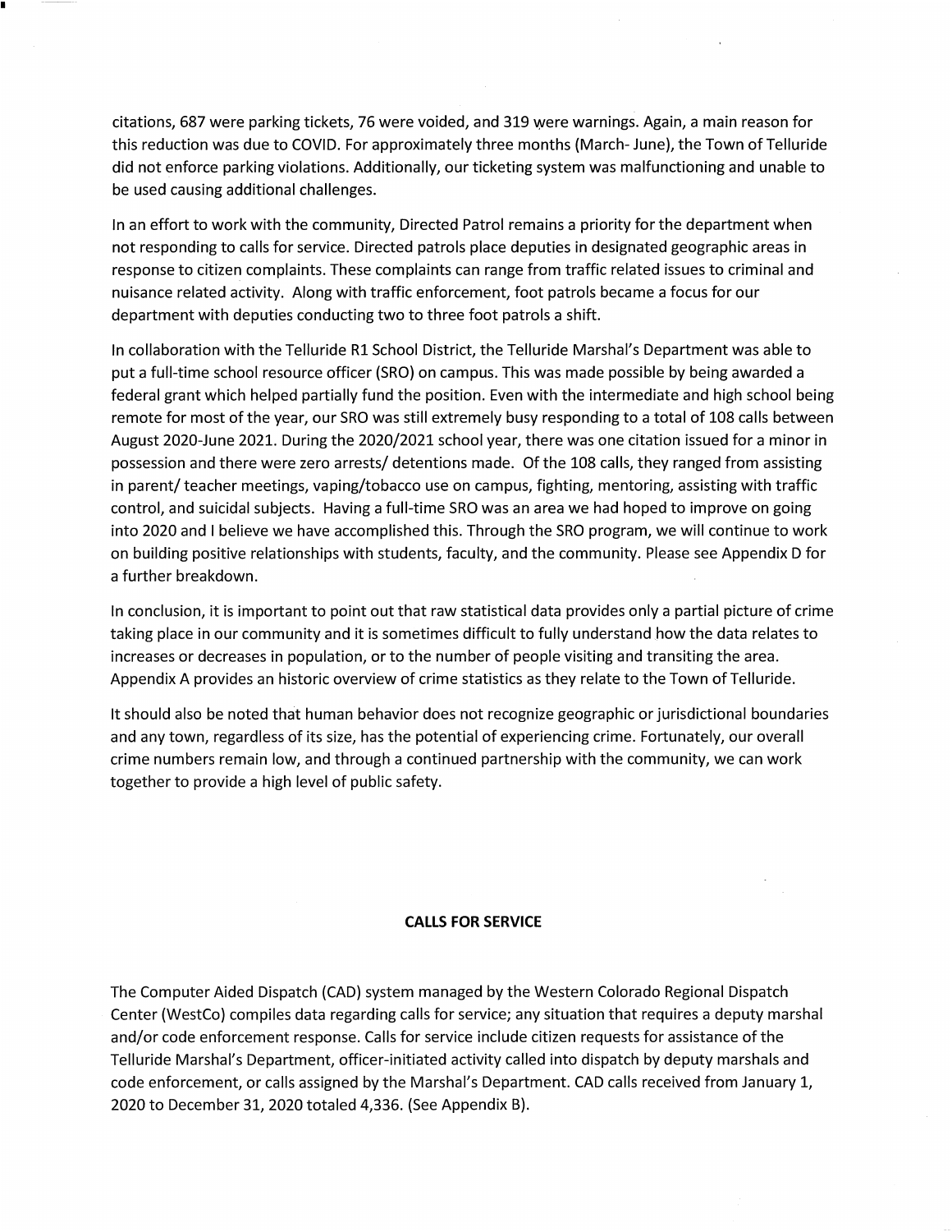citations, 687 were parking tickets, 76 were voided, and 319 were warnings. Again, a main reason for this reduction was due to COVID. For approximately three months (March- June), the Town of Telluride did not enforce parking violations. Additionally, our ticketing system was malfunctioning and unable to be used causing additional challenges.

In an effort to work with the community, Directed Patrol remains a priority for the department when not responding to calls for service. Directed patrols place deputies in designated geographic areas in response to citizen complaints. These complaints can range from traffic related issues to criminal and nuisance related activity. Along with traffic enforcement, foot patrols became a focus for our department with deputies conducting two to three foot patrols a shift.

In collaboration with the Telluride R1 School District, the Telluride Marshal's Department was able to put a full-time school resource officer (SRO) on campus. This was made possible by being awarded a federal grant which helped partially fund the position. Even with the intermediate and high school being remote for most of the year, our SRO was still extremely busy responding to a total of 108 calls between August 2020-June 2021. During the 2020/2021 school year, there was one citation issued for a minor in possession and there were zero arrests/ detentions made. Of the 108 calls, they ranged from assisting in parent/ teacher meetings, vaping/tobacco use on campus, fighting, mentoring, assisting with traffic control, and suicidal subjects. Having a full-time SRO was an area we had hoped to improve on going into 2020 and I believe we have accomplished this. Through the SRO program, we will continue to work on building positive relationships with students, faculty, and the community. Please see Appendix D for a further breakdown.

In conclusion, it is important to point out that raw statistical data provides only a partial picture of crime taking place in our community and it is sometimes difficult to fully understand how the data relates to increases or decreases in population, or to the number of people visiting and transiting the area. Appendix A provides an historic overview of crime statistics as they relate to the Town of Telluride.

It should also be noted that human behavior does not recognize geographic or jurisdictional boundaries and any town, regardless of its size, has the potential of experiencing crime. Fortunately, our overall crime numbers remain low, and through a continued partnership with the community, we can work together to provide a high level of public safety.

## CALLS FOR SERVICE

The Computer Aided Dispatch (CAD) system managed by the Western Colorado Regional Dispatch Center (WestCo) compiles data regarding calls for service; any situation that requires a deputy marshal and/or code enforcement response. Calls for service include citizen requests for assistance of the Telluride Marshal's Department, officer-initiated activity called into dispatch by deputy marshals and code enforcement, or calls assigned by the Marshal's Department. CAD calls received from January 1, 2020 to December 31, 2020 totaled 4,336. (See Appendix B).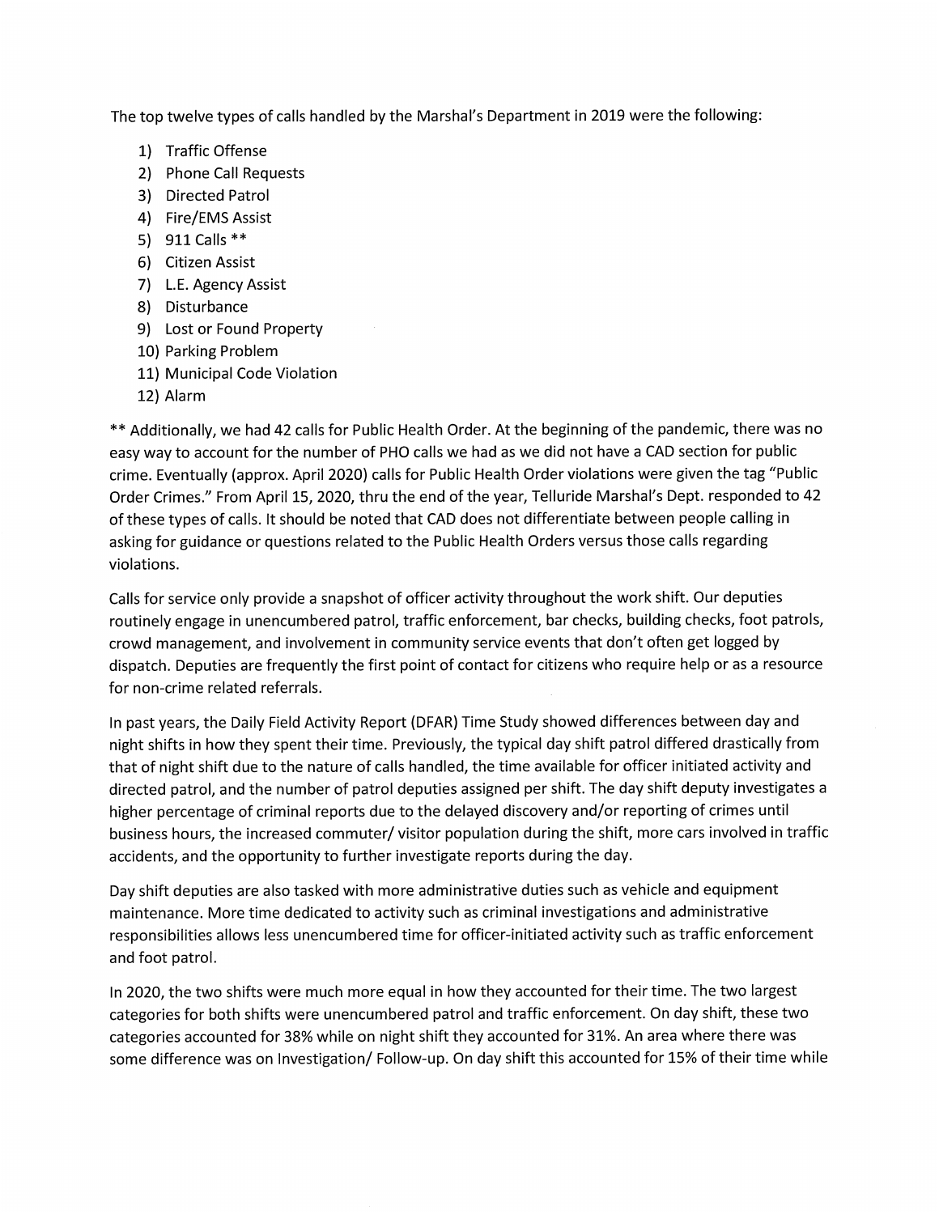The top twelve types of calls handled by the Marshal's Department in 2019 were the following:

1) Traffic Offense
2) Phone Call Requests
3) Directed Patrol
4) Fire/EMS Assist
5) 911 Calls **
6) Citizen Assist
7) L.E. Agency Assist
8) Disturbance
9) Lost or Found Property
10) Parking Problem
11) Municipal Code Violation
12) Alarm

** Additionally, we had 42 calls for Public Health Order. At the beginning of the pandemic, there was no easy way to account for the number of PHO calls we had as we did not have a CAD section for public crime. Eventually (approx. April 2020) calls for Public Health Order violations were given the tag "Public Order Crimes." From April 15, 2020, thru the end of the year, Telluride Marshal's Dept. responded to 42 of these types of calls. It should be noted that CAD does not differentiate between people calling in asking for guidance or questions related to the Public Health Orders versus those calls regarding violations.

Calls for service only provide a snapshot of officer activity throughout the work shift. Our deputies routinely engage in unencumbered patrol, traffic enforcement, bar checks, building checks, foot patrols, crowd management, and involvement in community service events that don't often get logged by dispatch. Deputies are frequently the first point of contact for citizens who require help or as a resource for non-crime related referrals.

In past years, the Daily Field Activity Report (DFAR) Time Study showed differences between day and night shifts in how they spent their time. Previously, the typical day shift patrol differed drastically from that of night shift due to the nature of calls handled, the time available for officer initiated activity and directed patrol, and the number of patrol deputies assigned per shift. The day shift deputy investigates a higher percentage of criminal reports due to the delayed discovery and/or reporting of crimes until business hours, the increased commuter/ visitor population during the shift, more cars involved in traffic accidents, and the opportunity to further investigate reports during the day.

Day shift deputies are also tasked with more administrative duties such as vehicle and equipment maintenance. More time dedicated to activity such as criminal investigations and administrative responsibilities allows less unencumbered time for officer-initiated activity such as traffic enforcement and foot patrol.

In 2020, the two shifts were much more equal in how they accounted for their time. The two largest categories for both shifts were unencumbered patrol and traffic enforcement. On day shift, these two categories accounted for 38% while on night shift they accounted for 31%. An area where there was some difference was on Investigation/ Follow-up. On day shift this accounted for 15% of their time while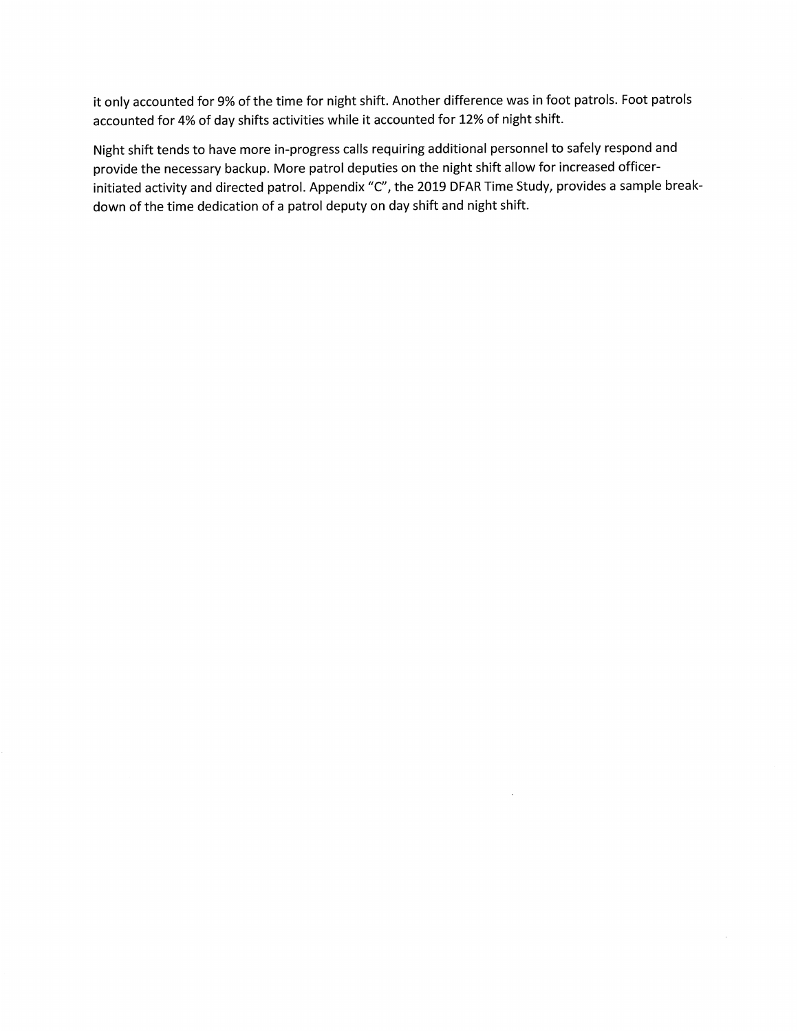it only accounted for 9% of the time for night shift. Another difference was in foot patrols. Foot patrols accounted for 4% of day shifts activities while it accounted for 12% of night shift.

Night shift tends to have more in-progress calls requiring additional personnel to safely respond and provide the necessary backup. More patrol deputies on the night shift allow for increased officer-initiated activity and directed patrol. Appendix "C", the 2019 DFAR Time Study, provides a sample break-down of the time dedication of a patrol deputy on day shift and night shift.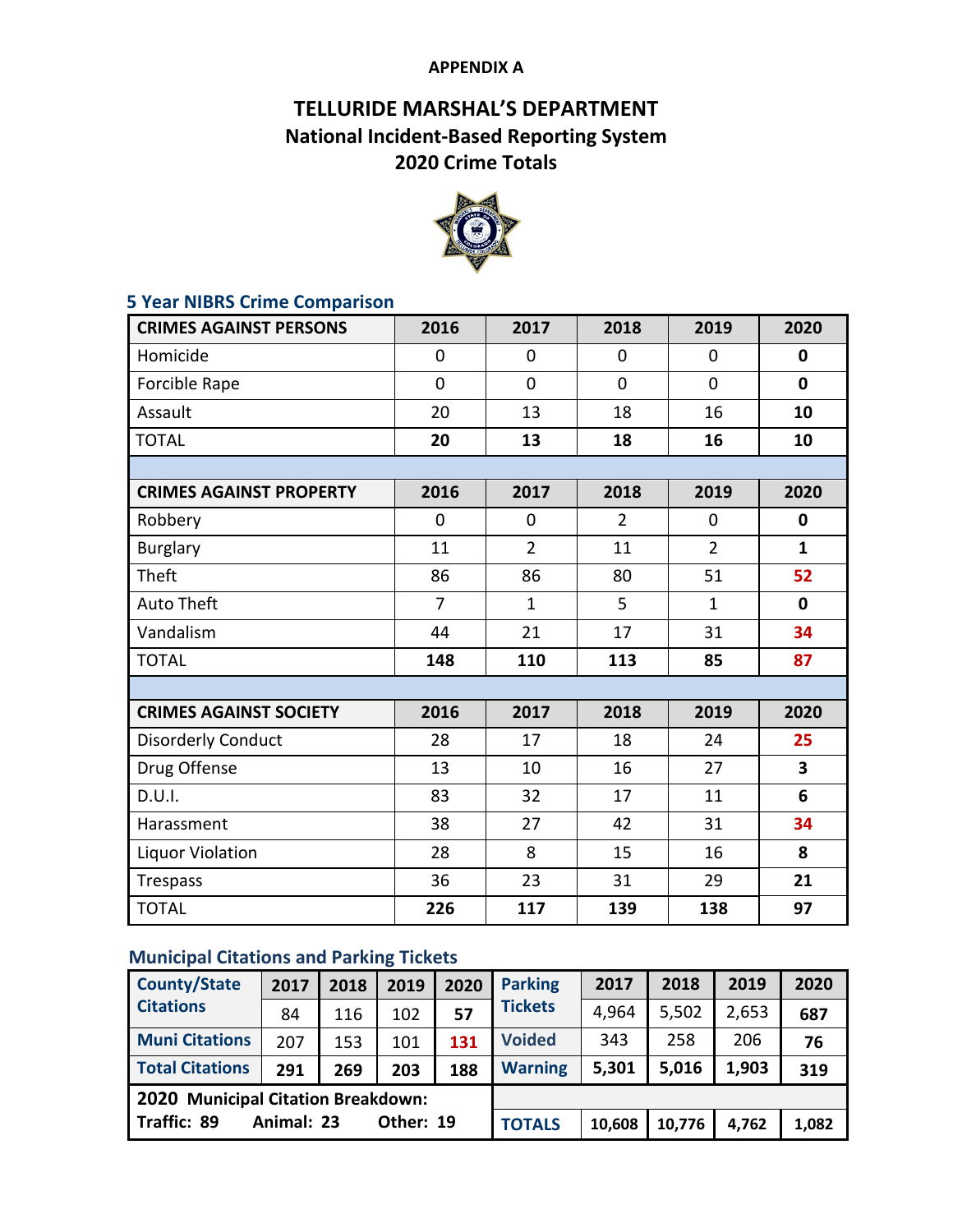**APPENDIX A**

# TELLURIDE MARSHAL'S DEPARTMENT
## National Incident-Based Reporting System
## 2020 Crime Totals

### 5 Year NIBRS Crime Comparison

| CRIMES AGAINST PERSONS | 2016 | 2017 | 2018 | 2019 | 2020 |
|---|---|---|---|---|---|
| Homicide | 0 | 0 | 0 | 0 | **0** |
| Forcible Rape | 0 | 0 | 0 | 0 | **0** |
| Assault | 20 | 13 | 18 | 16 | **10** |
| TOTAL | **20** | **13** | **18** | **16** | **10** |

| CRIMES AGAINST PROPERTY | 2016 | 2017 | 2018 | 2019 | 2020 |
|---|---|---|---|---|---|
| Robbery | 0 | 0 | 2 | 0 | **0** |
| Burglary | 11 | 2 | 11 | 2 | **1** |
| Theft | 86 | 86 | 80 | 51 | **52** |
| Auto Theft | 7 | 1 | 5 | 1 | **0** |
| Vandalism | 44 | 21 | 17 | 31 | **34** |
| TOTAL | **148** | **110** | **113** | **85** | **87** |

| CRIMES AGAINST SOCIETY | 2016 | 2017 | 2018 | 2019 | 2020 |
|---|---|---|---|---|---|
| Disorderly Conduct | 28 | 17 | 18 | 24 | **25** |
| Drug Offense | 13 | 10 | 16 | 27 | **3** |
| D.U.I. | 83 | 32 | 17 | 11 | **6** |
| Harassment | 38 | 27 | 42 | 31 | **34** |
| Liquor Violation | 28 | 8 | 15 | 16 | **8** |
| Trespass | 36 | 23 | 31 | 29 | **21** |
| TOTAL | **226** | **117** | **139** | **138** | **97** |

### Municipal Citations and Parking Tickets

| | 2017 | 2018 | 2019 | 2020 |
|---|---|---|---|---|
| County/State Citations | 84 | 116 | 102 | **57** |
| Muni Citations | 207 | 153 | 101 | **131** |
| Total Citations | **291** | **269** | **203** | **188** |

**2020 Municipal Citation Breakdown:**
**Traffic: 89 Animal: 23 Other: 19**

| | 2017 | 2018 | 2019 | 2020 |
|---|---|---|---|---|
| Parking Tickets | 4,964 | 5,502 | 2,653 | **687** |
| Voided | 343 | 258 | 206 | **76** |
| Warning | **5,301** | **5,016** | **1,903** | **319** |
| TOTALS | **10,608** | **10,776** | **4,762** | **1,082** |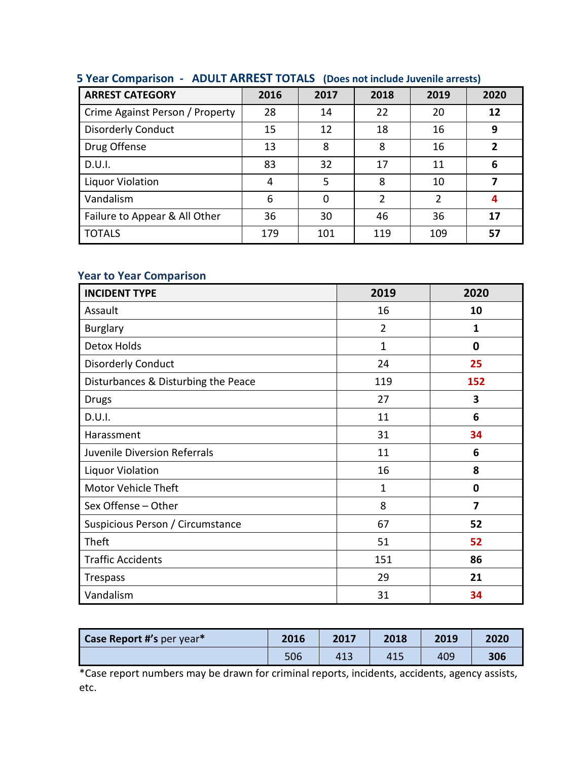## 5 Year Comparison - ADULT ARREST TOTALS (Does not include Juvenile arrests)

| ARREST CATEGORY | 2016 | 2017 | 2018 | 2019 | 2020 |
|---|---|---|---|---|---|
| Crime Against Person / Property | 28 | 14 | 22 | 20 | **12** |
| Disorderly Conduct | 15 | 12 | 18 | 16 | **9** |
| Drug Offense | 13 | 8 | 8 | 16 | **2** |
| D.U.I. | 83 | 32 | 17 | 11 | **6** |
| Liquor Violation | 4 | 5 | 8 | 10 | **7** |
| Vandalism | 6 | 0 | 2 | 2 | **4** |
| Failure to Appear & All Other | 36 | 30 | 46 | 36 | **17** |
| TOTALS | 179 | 101 | 119 | 109 | **57** |

## Year to Year Comparison

| INCIDENT TYPE | 2019 | 2020 |
|---|---|---|
| Assault | 16 | **10** |
| Burglary | 2 | **1** |
| Detox Holds | 1 | **0** |
| Disorderly Conduct | 24 | **25** |
| Disturbances & Disturbing the Peace | 119 | **152** |
| Drugs | 27 | **3** |
| D.U.I. | 11 | **6** |
| Harassment | 31 | **34** |
| Juvenile Diversion Referrals | 11 | **6** |
| Liquor Violation | 16 | **8** |
| Motor Vehicle Theft | 1 | **0** |
| Sex Offense – Other | 8 | **7** |
| Suspicious Person / Circumstance | 67 | **52** |
| Theft | 51 | **52** |
| Traffic Accidents | 151 | **86** |
| Trespass | 29 | **21** |
| Vandalism | 31 | **34** |

| **Case Report #'s** per year* | 2016 | 2017 | 2018 | 2019 | 2020 |
|---|---|---|---|---|---|
| | 506 | 413 | 415 | 409 | **306** |

*Case report numbers may be drawn for criminal reports, incidents, accidents, agency assists, etc.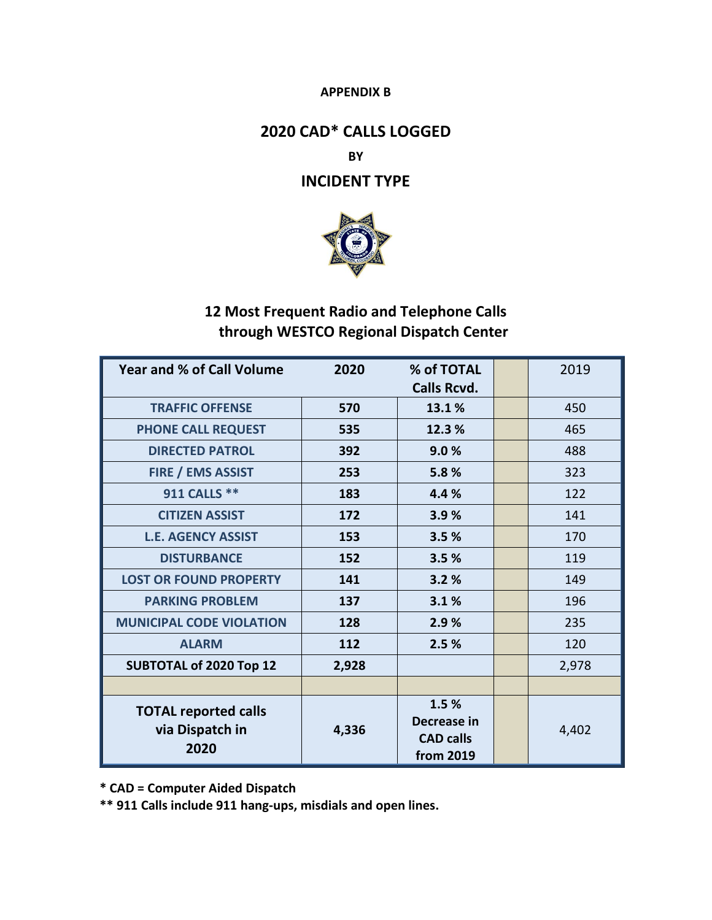**APPENDIX B**

## 2020 CAD* CALLS LOGGED

**BY**

## INCIDENT TYPE

### 12 Most Frequent Radio and Telephone Calls through WESTCO Regional Dispatch Center

| Year and % of Call Volume | 2020 | % of TOTAL Calls Rcvd. | | 2019 |
|---|---|---|---|---|
| TRAFFIC OFFENSE | 570 | 13.1 % | | 450 |
| PHONE CALL REQUEST | 535 | 12.3 % | | 465 |
| DIRECTED PATROL | 392 | 9.0 % | | 488 |
| FIRE / EMS ASSIST | 253 | 5.8 % | | 323 |
| 911 CALLS ** | 183 | 4.4 % | | 122 |
| CITIZEN ASSIST | 172 | 3.9 % | | 141 |
| L.E. AGENCY ASSIST | 153 | 3.5 % | | 170 |
| DISTURBANCE | 152 | 3.5 % | | 119 |
| LOST OR FOUND PROPERTY | 141 | 3.2 % | | 149 |
| PARKING PROBLEM | 137 | 3.1 % | | 196 |
| MUNICIPAL CODE VIOLATION | 128 | 2.9 % | | 235 |
| ALARM | 112 | 2.5 % | | 120 |
| SUBTOTAL of 2020 Top 12 | 2,928 | | | 2,978 |
| | | | | |
| TOTAL reported calls via Dispatch in 2020 | 4,336 | 1.5 % Decrease in CAD calls from 2019 | | 4,402 |

**\* CAD = Computer Aided Dispatch**

**\*\* 911 Calls include 911 hang-ups, misdials and open lines.**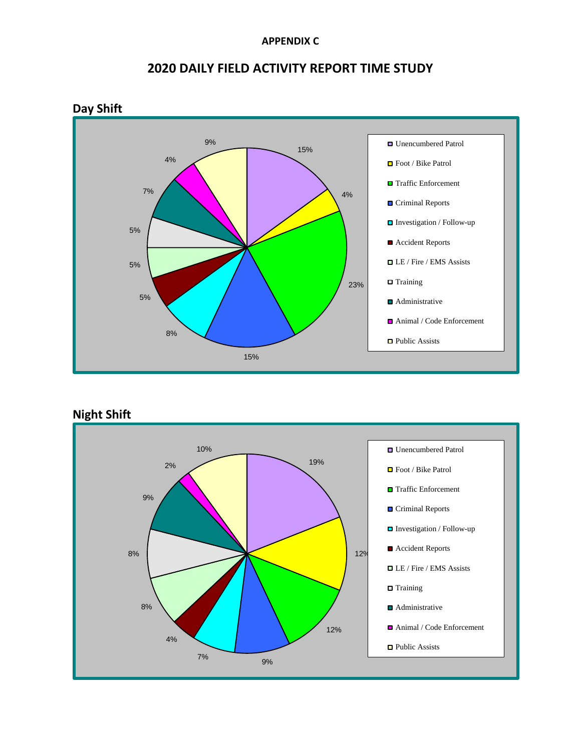**APPENDIX C**

## 2020 DAILY FIELD ACTIVITY REPORT TIME STUDY

### Day Shift

| Activity | Percentage |
|---|---|
| Unencumbered Patrol | 15% |
| Foot / Bike Patrol | 4% |
| Traffic Enforcement | 23% |
| Criminal Reports | 15% |
| Investigation / Follow-up | 8% |
| Accident Reports | 5% |
| LE / Fire / EMS Assists | 5% |
| Training | 5% |
| Administrative | 7% |
| Animal / Code Enforcement | 4% |
| Public Assists | 9% |

### Night Shift

| Activity | Percentage |
|---|---|
| Unencumbered Patrol | 19% |
| Foot / Bike Patrol | 12% |
| Traffic Enforcement | 12% |
| Criminal Reports | 9% |
| Investigation / Follow-up | 7% |
| Accident Reports | 4% |
| LE / Fire / EMS Assists | 8% |
| Training | 8% |
| Administrative | 9% |
| Animal / Code Enforcement | 2% |
| Public Assists | 10% |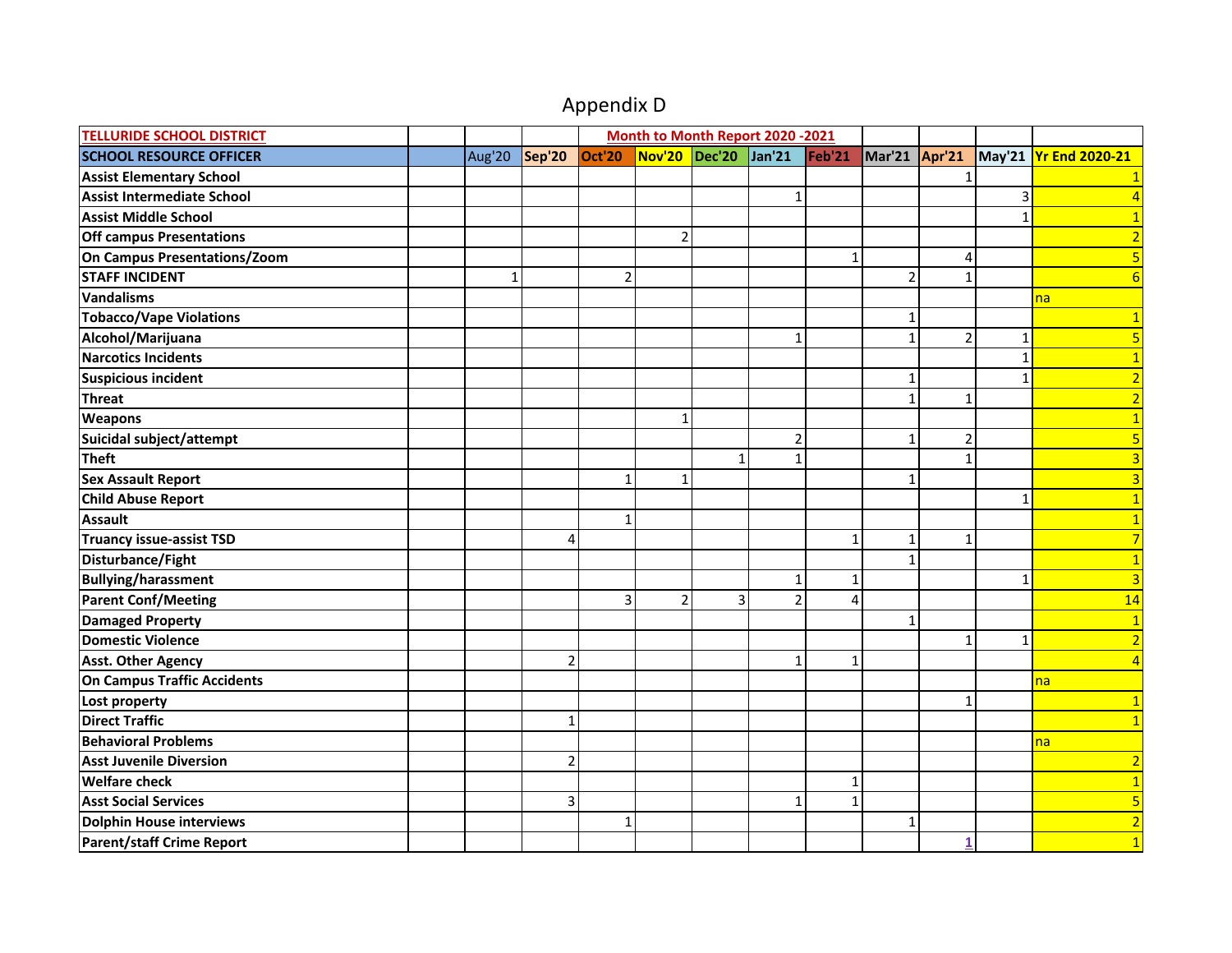# Appendix D

| TELLURIDE SCHOOL DISTRICT | | | | Month to Month Report 2020 -2021 | | | | | | | |
|---|---|---|---|---|---|---|---|---|---|---|---|
| **SCHOOL RESOURCE OFFICER** | | Aug'20 | Sep'20 | Oct'20 | Nov'20 | Dec'20 | Jan'21 | Feb'21 | Mar'21 | Apr'21 | May'21 | Yr End 2020-21 |
| **Assist Elementary School** | | | | | | | | | | 1 | | 1 |
| **Assist Intermediate School** | | | | | | | 1 | | | | 3 | 4 |
| **Assist Middle School** | | | | | | | | | | | 1 | 1 |
| **Off campus Presentations** | | | | | 2 | | | | | | | 2 |
| **On Campus Presentations/Zoom** | | | | | | | | 1 | | 4 | | 5 |
| **STAFF INCIDENT** | | 1 | | 2 | | | | | 2 | 1 | | 6 |
| **Vandalisms** | | | | | | | | | | | | na |
| **Tobacco/Vape Violations** | | | | | | | | | 1 | | | 1 |
| **Alcohol/Marijuana** | | | | | | | 1 | | 1 | 2 | 1 | 5 |
| **Narcotics Incidents** | | | | | | | | | | | 1 | 1 |
| **Suspicious incident** | | | | | | | | | 1 | | 1 | 2 |
| **Threat** | | | | | | | | | 1 | 1 | | 2 |
| **Weapons** | | | | | 1 | | | | | | | 1 |
| **Suicidal subject/attempt** | | | | | | | 2 | | 1 | 2 | | 5 |
| **Theft** | | | | | | 1 | 1 | | | 1 | | 3 |
| **Sex Assault Report** | | | | 1 | 1 | | | | 1 | | | 3 |
| **Child Abuse Report** | | | | | | | | | | | 1 | 1 |
| **Assault** | | | | 1 | | | | | | | | 1 |
| **Truancy issue-assist TSD** | | | 4 | | | | | 1 | 1 | 1 | | 7 |
| **Disturbance/Fight** | | | | | | | | | 1 | | | 1 |
| **Bullying/harassment** | | | | | | | 1 | 1 | | | 1 | 3 |
| **Parent Conf/Meeting** | | | | 3 | 2 | 3 | 2 | 4 | | | | 14 |
| **Damaged Property** | | | | | | | | | 1 | | | 1 |
| **Domestic Violence** | | | | | | | | | | 1 | 1 | 2 |
| **Asst. Other Agency** | | | 2 | | | | 1 | 1 | | | | 4 |
| **On Campus Traffic Accidents** | | | | | | | | | | | | na |
| **Lost property** | | | | | | | | | | 1 | | 1 |
| **Direct Traffic** | | | 1 | | | | | | | | | 1 |
| **Behavioral Problems** | | | | | | | | | | | | na |
| **Asst Juvenile Diversion** | | | 2 | | | | | | | | | 2 |
| **Welfare check** | | | | | | | | 1 | | | | 1 |
| **Asst Social Services** | | | 3 | | | | 1 | 1 | | | | 5 |
| **Dolphin House interviews** | | | | 1 | | | | | 1 | | | 2 |
| **Parent/staff Crime Report** | | | | | | | | | | 1 | | 1 |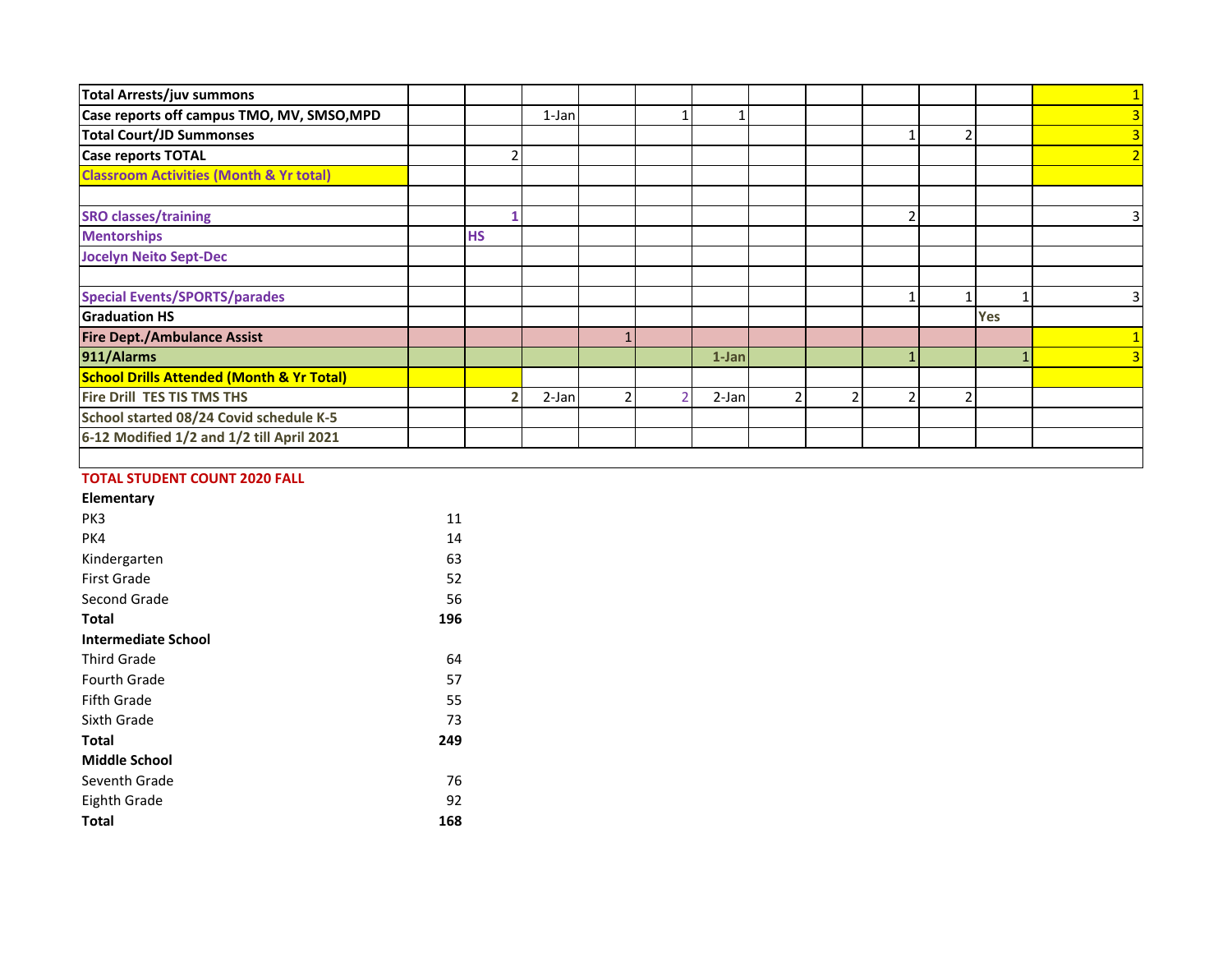| Total Arrests/juv summons | | | | | | | | | | | | 1 |
|---|---|---|---|---|---|---|---|---|---|---|---|---|
| Case reports off campus TMO, MV, SMSO,MPD | | | 1-Jan | | 1 | 1 | | | | | | 3 |
| Total Court/JD Summonses | | | | | | | | | 1 | 2 | | 3 |
| Case reports TOTAL | | 2 | | | | | | | | | | 2 |
| Classroom Activities (Month & Yr total) | | | | | | | | | | | | |
| | | | | | | | | | | | | |
| SRO classes/training | | 1 | | | | | | | 2 | | | 3 |
| Mentorships | | HS | | | | | | | | | | |
| Jocelyn Neito Sept-Dec | | | | | | | | | | | | |
| | | | | | | | | | | | | |
| Special Events/SPORTS/parades | | | | | | | | | 1 | 1 | 1 | 3 |
| Graduation HS | | | | | | | | | | | Yes | |
| Fire Dept./Ambulance Assist | | | | 1 | | | | | | | | 1 |
| 911/Alarms | | | | | | 1-Jan | | | 1 | | 1 | 3 |
| School Drills Attended (Month & Yr Total) | | | | | | | | | | | | |
| Fire Drill TES TIS TMS THS | | 2 | 2-Jan | 2 | 2 | 2-Jan | 2 | 2 | 2 | 2 | | |
| School started 08/24 Covid schedule K-5 | | | | | | | | | | | | |
| 6-12 Modified 1/2 and 1/2 till April 2021 | | | | | | | | | | | | |
| | | | | | | | | | | | | |

**TOTAL STUDENT COUNT 2020 FALL**

| | |
|---|---|
| **Elementary** | |
| PK3 | 11 |
| PK4 | 14 |
| Kindergarten | 63 |
| First Grade | 52 |
| Second Grade | 56 |
| **Total** | **196** |
| **Intermediate School** | |
| Third Grade | 64 |
| Fourth Grade | 57 |
| Fifth Grade | 55 |
| Sixth Grade | 73 |
| **Total** | **249** |
| **Middle School** | |
| Seventh Grade | 76 |
| Eighth Grade | 92 |
| **Total** | **168** |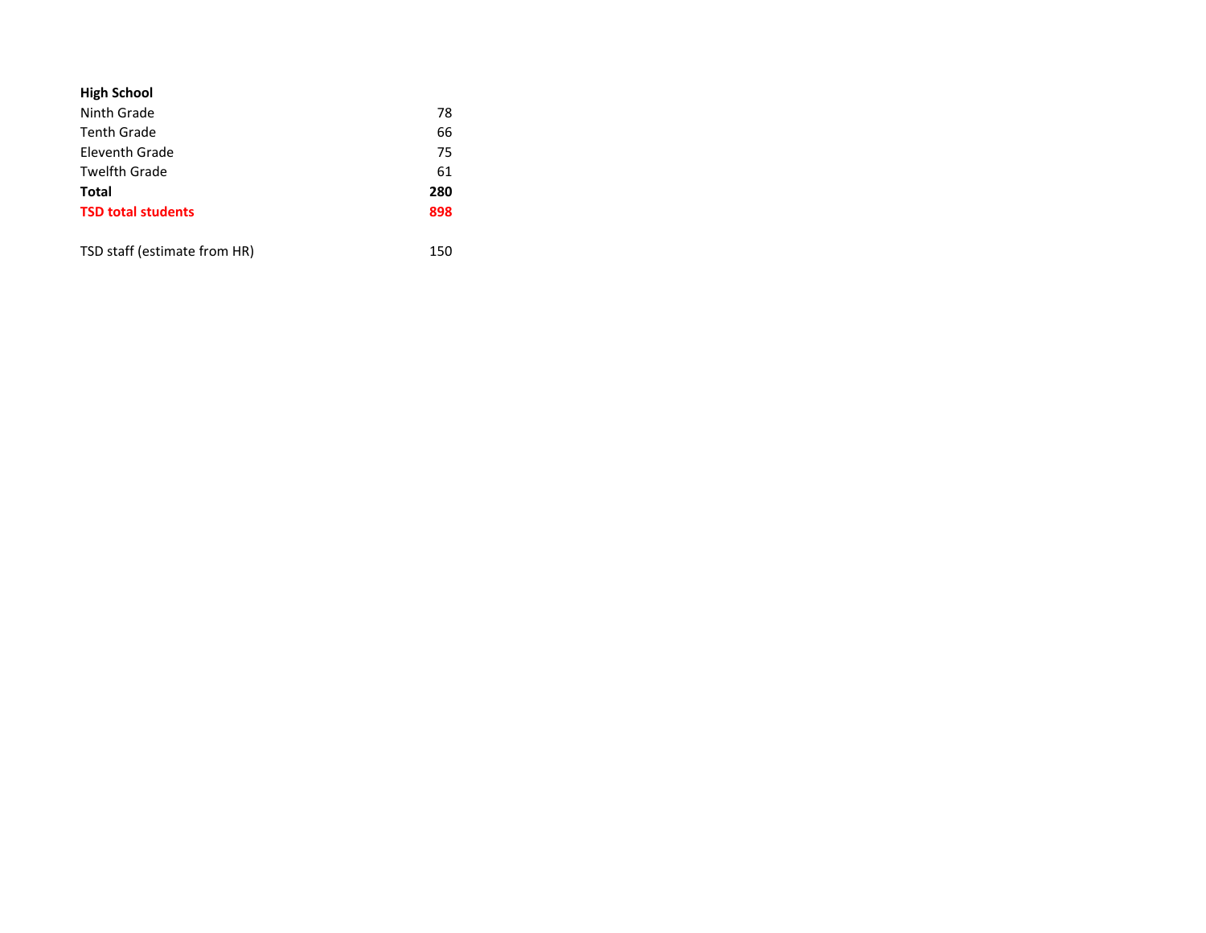| | |
|---|---|
| **High School** | |
| Ninth Grade | 78 |
| Tenth Grade | 66 |
| Eleventh Grade | 75 |
| Twelfth Grade | 61 |
| **Total** | **280** |
| **TSD total students** | **898** |
| | |
| TSD staff (estimate from HR) | 150 |